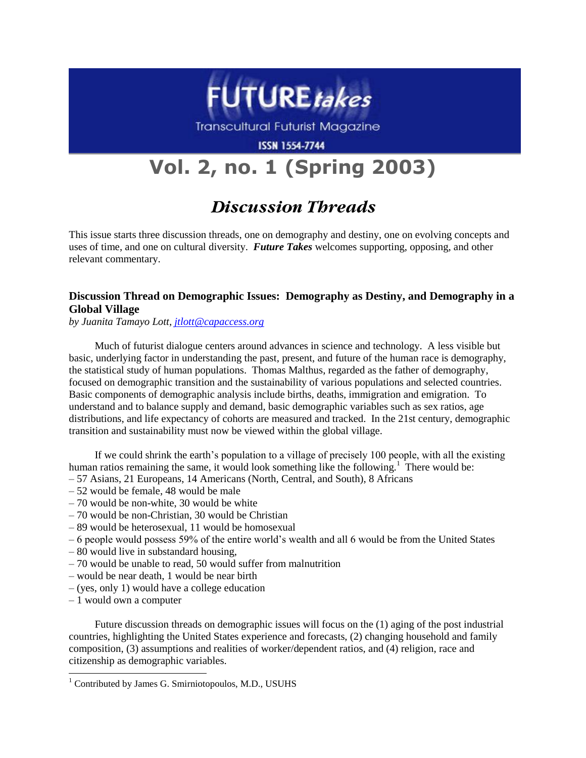# FUTURE *takes*

Transcultural Futurist Magazine

ISSN 1554-7744

# Vol. 2, no. 1 (Spring 2003)

## *Discussion Threads*

This issue starts three discussion threads, one on demography and destiny, one on evolving concepts and uses of time, and one on cultural diversity. ***Future Takes*** welcomes supporting, opposing, and other relevant commentary.

### Discussion Thread on Demographic Issues: Demography as Destiny, and Demography in a Global Village

*by Juanita Tamayo Lott, jtlott@capaccess.org*

Much of futurist dialogue centers around advances in science and technology. A less visible but basic, underlying factor in understanding the past, present, and future of the human race is demography, the statistical study of human populations. Thomas Malthus, regarded as the father of demography, focused on demographic transition and the sustainability of various populations and selected countries. Basic components of demographic analysis include births, deaths, immigration and emigration. To understand and to balance supply and demand, basic demographic variables such as sex ratios, age distributions, and life expectancy of cohorts are measured and tracked. In the 21st century, demographic transition and sustainability must now be viewed within the global village.

If we could shrink the earth's population to a village of precisely 100 people, with all the existing human ratios remaining the same, it would look something like the following.[1] There would be:

– 57 Asians, 21 Europeans, 14 Americans (North, Central, and South), 8 Africans
– 52 would be female, 48 would be male
– 70 would be non-white, 30 would be white
– 70 would be non-Christian, 30 would be Christian
– 89 would be heterosexual, 11 would be homosexual
– 6 people would possess 59% of the entire world's wealth and all 6 would be from the United States
– 80 would live in substandard housing,
– 70 would be unable to read, 50 would suffer from malnutrition
– would be near death, 1 would be near birth
– (yes, only 1) would have a college education
– 1 would own a computer

Future discussion threads on demographic issues will focus on the (1) aging of the post industrial countries, highlighting the United States experience and forecasts, (2) changing household and family composition, (3) assumptions and realities of worker/dependent ratios, and (4) religion, race and citizenship as demographic variables.

[1] Contributed by James G. Smirniotopoulos, M.D., USUHS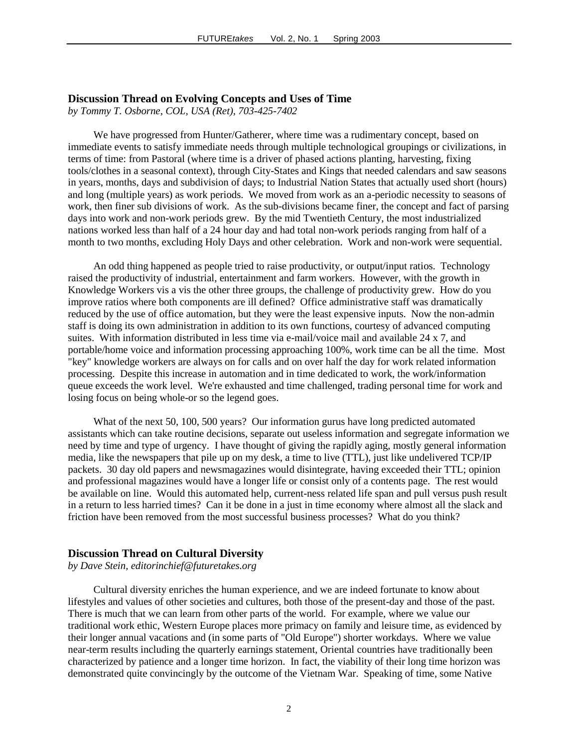### Discussion Thread on Evolving Concepts and Uses of Time

*by Tommy T. Osborne, COL, USA (Ret), 703-425-7402*

We have progressed from Hunter/Gatherer, where time was a rudimentary concept, based on immediate events to satisfy immediate needs through multiple technological groupings or civilizations, in terms of time: from Pastoral (where time is a driver of phased actions planting, harvesting, fixing tools/clothes in a seasonal context), through City-States and Kings that needed calendars and saw seasons in years, months, days and subdivision of days; to Industrial Nation States that actually used short (hours) and long (multiple years) as work periods. We moved from work as an a-periodic necessity to seasons of work, then finer sub divisions of work. As the sub-divisions became finer, the concept and fact of parsing days into work and non-work periods grew. By the mid Twentieth Century, the most industrialized nations worked less than half of a 24 hour day and had total non-work periods ranging from half of a month to two months, excluding Holy Days and other celebration. Work and non-work were sequential.

An odd thing happened as people tried to raise productivity, or output/input ratios. Technology raised the productivity of industrial, entertainment and farm workers. However, with the growth in Knowledge Workers vis a vis the other three groups, the challenge of productivity grew. How do you improve ratios where both components are ill defined? Office administrative staff was dramatically reduced by the use of office automation, but they were the least expensive inputs. Now the non-admin staff is doing its own administration in addition to its own functions, courtesy of advanced computing suites. With information distributed in less time via e-mail/voice mail and available 24 x 7, and portable/home voice and information processing approaching 100%, work time can be all the time. Most "key" knowledge workers are always on for calls and on over half the day for work related information processing. Despite this increase in automation and in time dedicated to work, the work/information queue exceeds the work level. We're exhausted and time challenged, trading personal time for work and losing focus on being whole-or so the legend goes.

What of the next 50, 100, 500 years? Our information gurus have long predicted automated assistants which can take routine decisions, separate out useless information and segregate information we need by time and type of urgency. I have thought of giving the rapidly aging, mostly general information media, like the newspapers that pile up on my desk, a time to live (TTL), just like undelivered TCP/IP packets. 30 day old papers and newsmagazines would disintegrate, having exceeded their TTL; opinion and professional magazines would have a longer life or consist only of a contents page. The rest would be available on line. Would this automated help, current-ness related life span and pull versus push result in a return to less harried times? Can it be done in a just in time economy where almost all the slack and friction have been removed from the most successful business processes? What do you think?

### Discussion Thread on Cultural Diversity

*by Dave Stein, editorinchief@futuretakes.org*

Cultural diversity enriches the human experience, and we are indeed fortunate to know about lifestyles and values of other societies and cultures, both those of the present-day and those of the past. There is much that we can learn from other parts of the world. For example, where we value our traditional work ethic, Western Europe places more primacy on family and leisure time, as evidenced by their longer annual vacations and (in some parts of "Old Europe") shorter workdays. Where we value near-term results including the quarterly earnings statement, Oriental countries have traditionally been characterized by patience and a longer time horizon. In fact, the viability of their long time horizon was demonstrated quite convincingly by the outcome of the Vietnam War. Speaking of time, some Native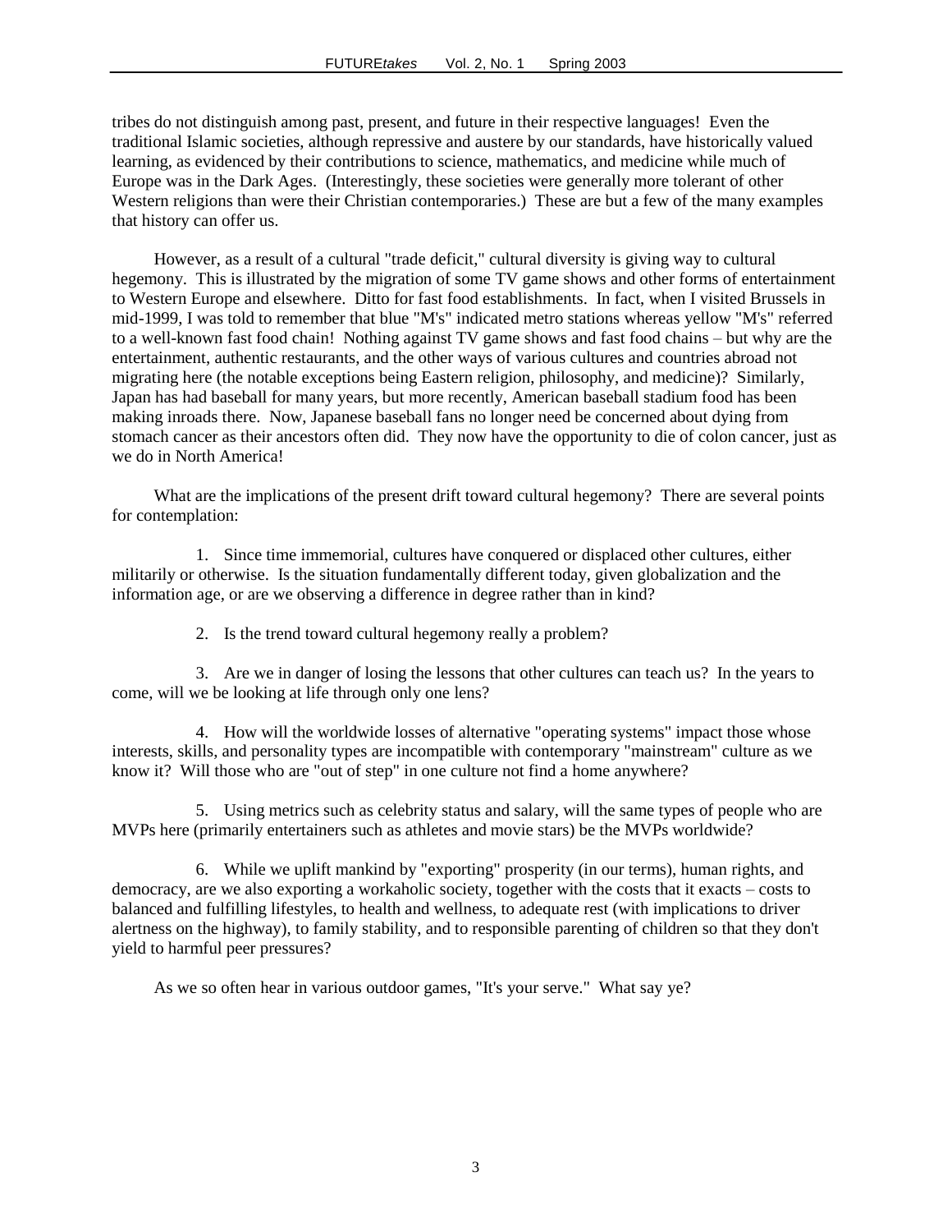tribes do not distinguish among past, present, and future in their respective languages! Even the traditional Islamic societies, although repressive and austere by our standards, have historically valued learning, as evidenced by their contributions to science, mathematics, and medicine while much of Europe was in the Dark Ages. (Interestingly, these societies were generally more tolerant of other Western religions than were their Christian contemporaries.) These are but a few of the many examples that history can offer us.

However, as a result of a cultural "trade deficit," cultural diversity is giving way to cultural hegemony. This is illustrated by the migration of some TV game shows and other forms of entertainment to Western Europe and elsewhere. Ditto for fast food establishments. In fact, when I visited Brussels in mid-1999, I was told to remember that blue "M's" indicated metro stations whereas yellow "M's" referred to a well-known fast food chain! Nothing against TV game shows and fast food chains – but why are the entertainment, authentic restaurants, and the other ways of various cultures and countries abroad not migrating here (the notable exceptions being Eastern religion, philosophy, and medicine)? Similarly, Japan has had baseball for many years, but more recently, American baseball stadium food has been making inroads there. Now, Japanese baseball fans no longer need be concerned about dying from stomach cancer as their ancestors often did. They now have the opportunity to die of colon cancer, just as we do in North America!

What are the implications of the present drift toward cultural hegemony? There are several points for contemplation:

1. Since time immemorial, cultures have conquered or displaced other cultures, either militarily or otherwise. Is the situation fundamentally different today, given globalization and the information age, or are we observing a difference in degree rather than in kind?

2. Is the trend toward cultural hegemony really a problem?

3. Are we in danger of losing the lessons that other cultures can teach us? In the years to come, will we be looking at life through only one lens?

4. How will the worldwide losses of alternative "operating systems" impact those whose interests, skills, and personality types are incompatible with contemporary "mainstream" culture as we know it? Will those who are "out of step" in one culture not find a home anywhere?

5. Using metrics such as celebrity status and salary, will the same types of people who are MVPs here (primarily entertainers such as athletes and movie stars) be the MVPs worldwide?

6. While we uplift mankind by "exporting" prosperity (in our terms), human rights, and democracy, are we also exporting a workaholic society, together with the costs that it exacts – costs to balanced and fulfilling lifestyles, to health and wellness, to adequate rest (with implications to driver alertness on the highway), to family stability, and to responsible parenting of children so that they don't yield to harmful peer pressures?

As we so often hear in various outdoor games, "It's your serve." What say ye?